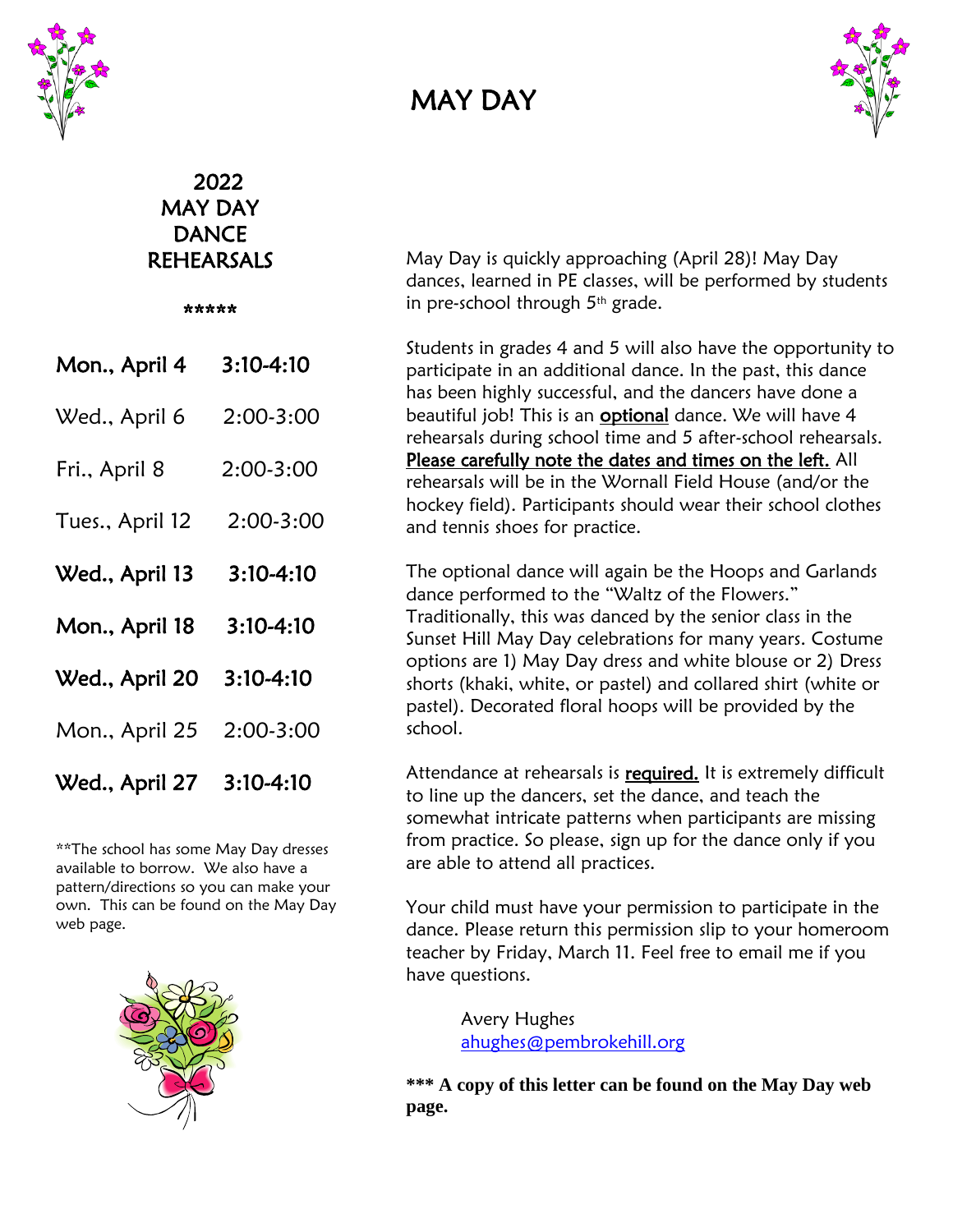# MAY DAY

## 2022 MAY DAY DANCE REHEARSALS

*****

| Date | Time |
| --- | --- |
| **Mon., April 4** | **3:10-4:10** |
| Wed., April 6 | 2:00-3:00 |
| Fri., April 8 | 2:00-3:00 |
| Tues., April 12 | 2:00-3:00 |
| **Wed., April 13** | **3:10-4:10** |
| **Mon., April 18** | **3:10-4:10** |
| **Wed., April 20** | **3:10-4:10** |
| Mon., April 25 | 2:00-3:00 |
| **Wed., April 27** | **3:10-4:10** |

**The school has some May Day dresses available to borrow. We also have a pattern/directions so you can make your own. This can be found on the May Day web page.

May Day is quickly approaching (April 28)! May Day dances, learned in PE classes, will be performed by students in pre-school through 5th grade.

Students in grades 4 and 5 will also have the opportunity to participate in an additional dance. In the past, this dance has been highly successful, and the dancers have done a beautiful job! This is an **optional** dance. We will have 4 rehearsals during school time and 5 after-school rehearsals. **Please carefully note the dates and times on the left.** All rehearsals will be in the Wornall Field House (and/or the hockey field). Participants should wear their school clothes and tennis shoes for practice.

The optional dance will again be the Hoops and Garlands dance performed to the "Waltz of the Flowers." Traditionally, this was danced by the senior class in the Sunset Hill May Day celebrations for many years. Costume options are 1) May Day dress and white blouse or 2) Dress shorts (khaki, white, or pastel) and collared shirt (white or pastel). Decorated floral hoops will be provided by the school.

Attendance at rehearsals is **required.** It is extremely difficult to line up the dancers, set the dance, and teach the somewhat intricate patterns when participants are missing from practice. So please, sign up for the dance only if you are able to attend all practices.

Your child must have your permission to participate in the dance. Please return this permission slip to your homeroom teacher by Friday, March 11. Feel free to email me if you have questions.

Avery Hughes
ahughes@pembrokehill.org

**\*\*\* A copy of this letter can be found on the May Day web page.**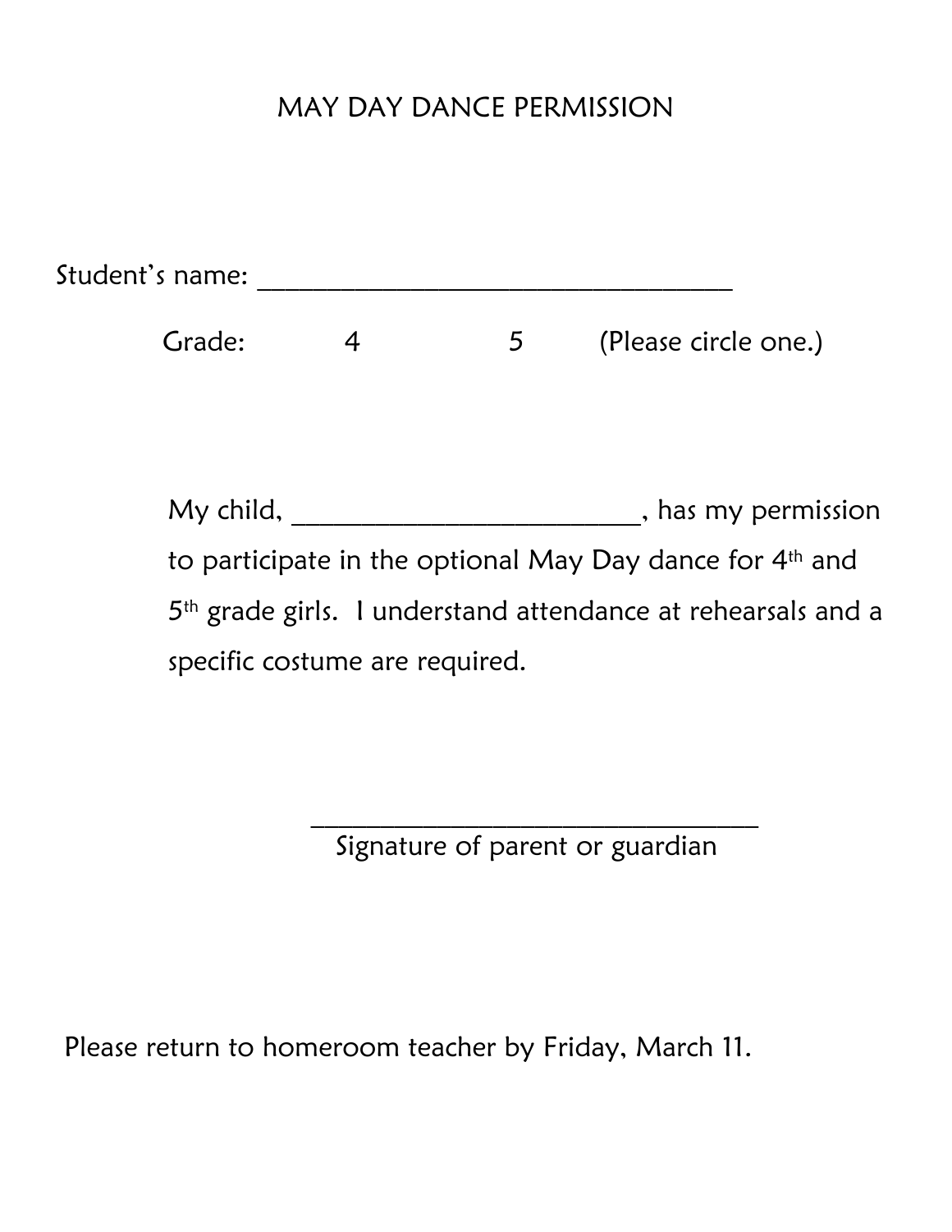# MAY DAY DANCE PERMISSION

Student's name: ___________________________________

Grade: 4 5 (Please circle one.)

My child, _________________________, has my permission to participate in the optional May Day dance for 4th and 5th grade girls. I understand attendance at rehearsals and a specific costume are required.

_________________________________

Signature of parent or guardian

Please return to homeroom teacher by Friday, March 11.